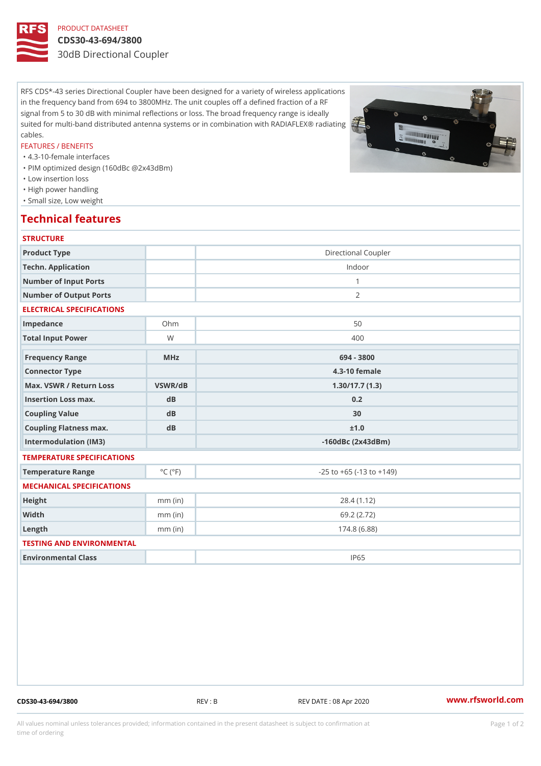PRODUCT DATASHEET

# CDS30-43-694/3800

30dB Directional Coupler

RFS CDS*-43 series Directional Coupler have been designed for a variety of wireless applications in the frequency band from 694 to 3800MHz. The unit couples off a defined fraction of a RF signal from 5 to 30 dB with minimal reflections or loss. The broad frequency range is ideally suited for multi-band distributed antenna systems or in combination with RADIAFLEX® radiating cables.

FEATURES / BENEFITS

- 4.3-10-female interfaces
- PIM optimized design (160dBc @2x43dBm)
- Low insertion loss
- High power handling
- Small size, Low weight

## Technical features

### STRUCTURE

| | | |
|---|---|---|
| Product Type | | Directional Coupler |
| Techn. Application | | Indoor |
| Number of Input Ports | | 1 |
| Number of Output Ports | | 2 |

### ELECTRICAL SPECIFICATIONS

| | | |
|---|---|---|
| Impedance | Ohm | 50 |
| Total Input Power | W | 400 |

| | | |
|---|---|---|
| **Frequency Range** | **MHz** | **694 - 3800** |
| **Connector Type** | | **4.3-10 female** |
| **Max. VSWR / Return Loss** | **VSWR/dB** | **1.30/17.7 (1.3)** |
| **Insertion Loss max.** | **dB** | **0.2** |
| **Coupling Value** | **dB** | **30** |
| **Coupling Flatness max.** | **dB** | **±1.0** |
| **Intermodulation (IM3)** | | **-160dBc (2x43dBm)** |

### TEMPERATURE SPECIFICATIONS

| | | |
|---|---|---|
| Temperature Range | °C (°F) | -25 to +65 (-13 to +149) |

### MECHANICAL SPECIFICATIONS

| | | |
|---|---|---|
| Height | mm (in) | 28.4 (1.12) |
| Width | mm (in) | 69.2 (2.72) |
| Length | mm (in) | 174.8 (6.88) |

### TESTING AND ENVIRONMENTAL

| | | |
|---|---|---|
| Environmental Class | | IP65 |

CDS30-43-694/3800 REV : B REV DATE : 08 Apr 2020 www.rfsworld.com

All values nominal unless tolerances provided; information contained in the present datasheet is subject to confirmation at time of ordering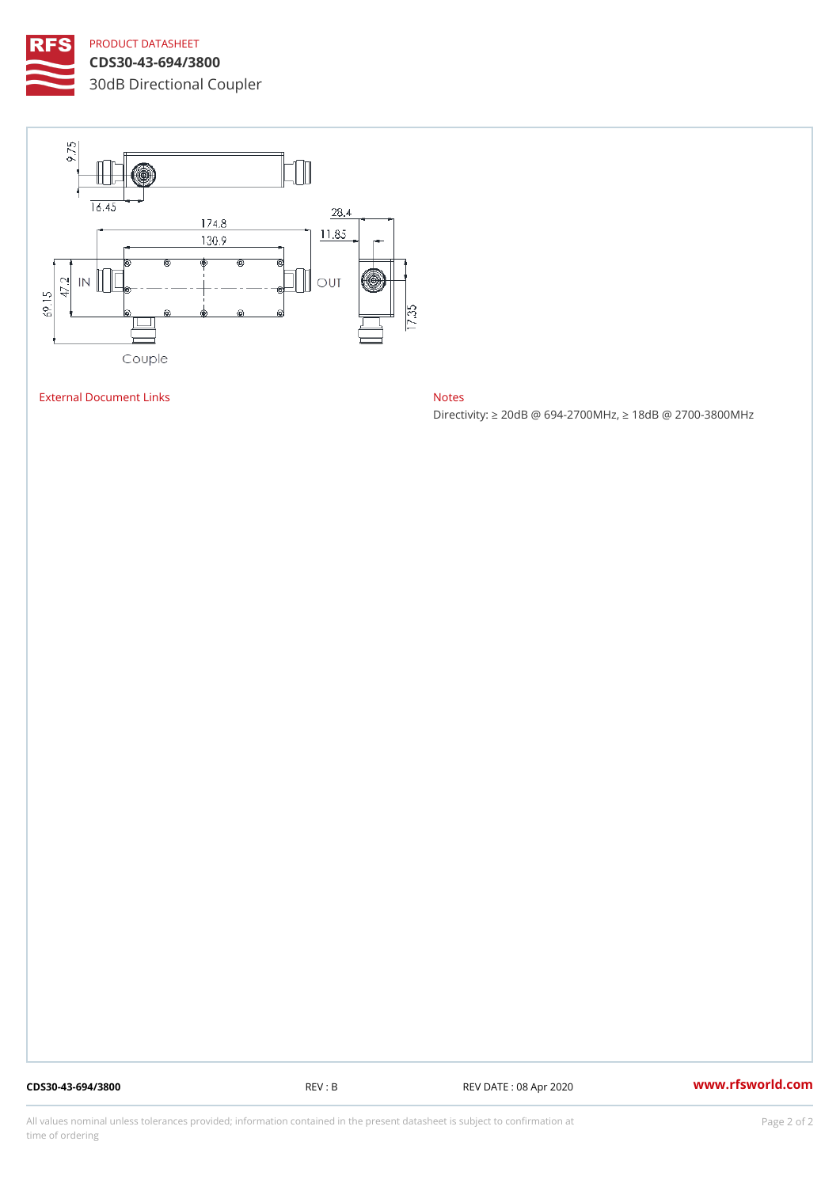PRODUCT DATASHEET

# CDS30-43-694/3800

30dB Directional Coupler

9.75

16.45

174.8

130.9

28.4

11.85

IN

OUT

47.2

69.15

17.35

Couple

## External Document Links

## Notes

Directivity: ≥ 20dB @ 694-2700MHz, ≥ 18dB @ 2700-3800MHz

CDS30-43-694/3800 REV : B REV DATE : 08 Apr 2020 www.rfsworld.com

All values nominal unless tolerances provided; information contained in the present datasheet is subject to confirmation at time of ordering